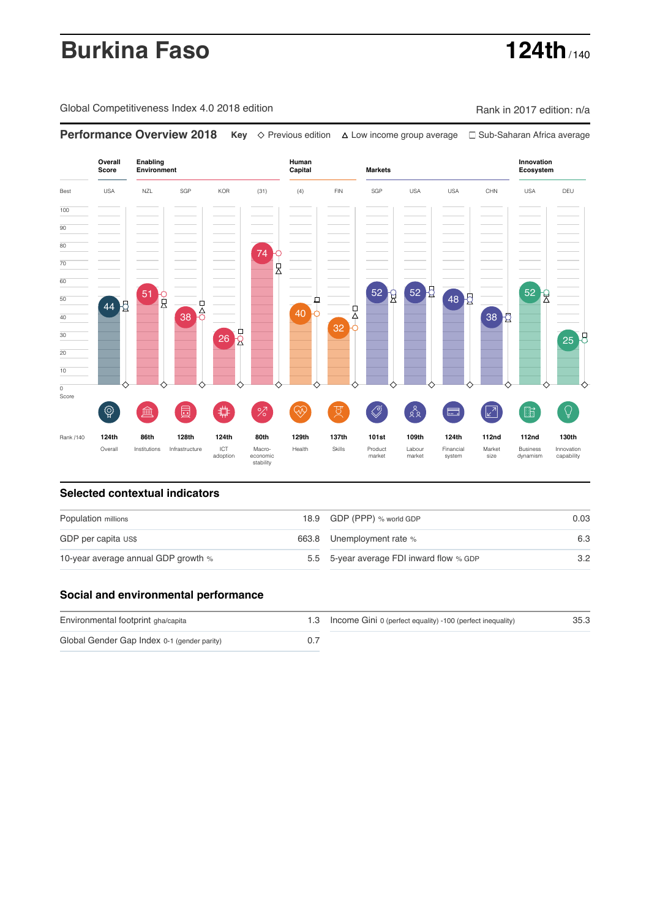# Burkina Faso

**124th** / 140

Global Competitiveness Index 4.0 2018 edition

Rank in 2017 edition: n/a

## Performance Overview 2018

**Key** ◇ Previous edition △ Low income group average □ Sub-Saharan Africa average

Overall Score | Enabling Environment | Human Capital | Markets | Innovation Ecosystem

Best: USA, NZL, SGP, KOR, (31), (4), FIN, SGP, USA, USA, CHN, USA, DEU

100
90
80
70
60
50
40
30
20
10
0
Score

44, 51, 38, 26, 74, 40, 32, 52, 52, 48, 38, 52, 25

Rank /140

124th Overall
86th Institutions
128th Infrastructure
124th ICT adoption
80th Macro-economic stability
129th Health
137th Skills
101st Product market
109th Labour market
124th Financial system
112nd Market size
112nd Business dynamism
130th Innovation capability

## Selected contextual indicators

| | | | |
|---|---|---|---|
| Population millions | 18.9 | GDP (PPP) % world GDP | 0.03 |
| GDP per capita US$ | 663.8 | Unemployment rate % | 6.3 |
| 10-year average annual GDP growth % | 5.5 | 5-year average FDI inward flow % GDP | 3.2 |

## Social and environmental performance

| | | | |
|---|---|---|---|
| Environmental footprint gha/capita | 1.3 | Income Gini 0 (perfect equality) -100 (perfect inequality) | 35.3 |
| Global Gender Gap Index 0-1 (gender parity) | 0.7 | | |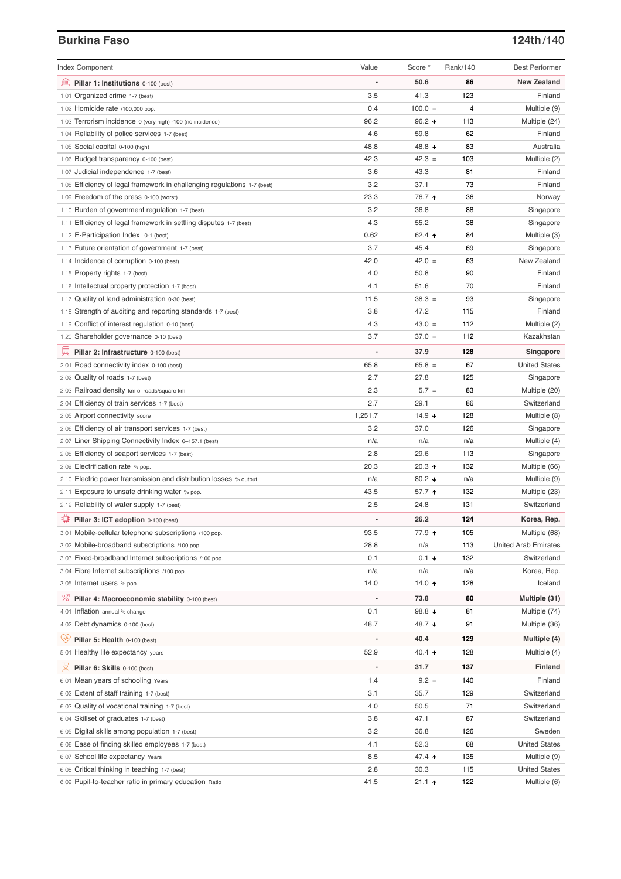## Burkina Faso

**124th**/140

| Index Component | Value | Score * | Rank/140 | Best Performer |
|---|---|---|---|---|
| **Pillar 1: Institutions** 0-100 (best) | - | **50.6** | **86** | **New Zealand** |
| 1.01 Organized crime 1-7 (best) | 3.5 | 41.3 | 123 | Finland |
| 1.02 Homicide rate /100,000 pop. | 0.4 | 100.0 = | 4 | Multiple (9) |
| 1.03 Terrorism incidence 0 (very high) -100 (no incidence) | 96.2 | 96.2 ↓ | 113 | Multiple (24) |
| 1.04 Reliability of police services 1-7 (best) | 4.6 | 59.8 | 62 | Finland |
| 1.05 Social capital 0-100 (high) | 48.8 | 48.8 ↓ | 83 | Australia |
| 1.06 Budget transparency 0-100 (best) | 42.3 | 42.3 = | 103 | Multiple (2) |
| 1.07 Judicial independence 1-7 (best) | 3.6 | 43.3 | 81 | Finland |
| 1.08 Efficiency of legal framework in challenging regulations 1-7 (best) | 3.2 | 37.1 | 73 | Finland |
| 1.09 Freedom of the press 0-100 (worst) | 23.3 | 76.7 ↑ | 36 | Norway |
| 1.10 Burden of government regulation 1-7 (best) | 3.2 | 36.8 | 88 | Singapore |
| 1.11 Efficiency of legal framework in settling disputes 1-7 (best) | 4.3 | 55.2 | 38 | Singapore |
| 1.12 E-Participation Index 0-1 (best) | 0.62 | 62.4 ↑ | 84 | Multiple (3) |
| 1.13 Future orientation of government 1-7 (best) | 3.7 | 45.4 | 69 | Singapore |
| 1.14 Incidence of corruption 0-100 (best) | 42.0 | 42.0 = | 63 | New Zealand |
| 1.15 Property rights 1-7 (best) | 4.0 | 50.8 | 90 | Finland |
| 1.16 Intellectual property protection 1-7 (best) | 4.1 | 51.6 | 70 | Finland |
| 1.17 Quality of land administration 0-30 (best) | 11.5 | 38.3 = | 93 | Singapore |
| 1.18 Strength of auditing and reporting standards 1-7 (best) | 3.8 | 47.2 | 115 | Finland |
| 1.19 Conflict of interest regulation 0-10 (best) | 4.3 | 43.0 = | 112 | Multiple (2) |
| 1.20 Shareholder governance 0-10 (best) | 3.7 | 37.0 = | 112 | Kazakhstan |
| **Pillar 2: Infrastructure** 0-100 (best) | - | **37.9** | **128** | **Singapore** |
| 2.01 Road connectivity index 0-100 (best) | 65.8 | 65.8 = | 67 | United States |
| 2.02 Quality of roads 1-7 (best) | 2.7 | 27.8 | 125 | Singapore |
| 2.03 Railroad density km of roads/square km | 2.3 | 5.7 = | 83 | Multiple (20) |
| 2.04 Efficiency of train services 1-7 (best) | 2.7 | 29.1 | 86 | Switzerland |
| 2.05 Airport connectivity score | 1,251.7 | 14.9 ↓ | 128 | Multiple (8) |
| 2.06 Efficiency of air transport services 1-7 (best) | 3.2 | 37.0 | 126 | Singapore |
| 2.07 Liner Shipping Connectivity Index 0–157.1 (best) | n/a | n/a | n/a | Multiple (4) |
| 2.08 Efficiency of seaport services 1-7 (best) | 2.8 | 29.6 | 113 | Singapore |
| 2.09 Electrification rate % pop. | 20.3 | 20.3 ↑ | 132 | Multiple (66) |
| 2.10 Electric power transmission and distribution losses % output | n/a | 80.2 ↓ | n/a | Multiple (9) |
| 2.11 Exposure to unsafe drinking water % pop. | 43.5 | 57.7 ↑ | 132 | Multiple (23) |
| 2.12 Reliability of water supply 1-7 (best) | 2.5 | 24.8 | 131 | Switzerland |
| **Pillar 3: ICT adoption** 0-100 (best) | - | **26.2** | **124** | **Korea, Rep.** |
| 3.01 Mobile-cellular telephone subscriptions /100 pop. | 93.5 | 77.9 ↑ | 105 | Multiple (68) |
| 3.02 Mobile-broadband subscriptions /100 pop. | 28.8 | n/a | 113 | United Arab Emirates |
| 3.03 Fixed-broadband Internet subscriptions /100 pop. | 0.1 | 0.1 ↓ | 132 | Switzerland |
| 3.04 Fibre Internet subscriptions /100 pop. | n/a | n/a | n/a | Korea, Rep. |
| 3.05 Internet users % pop. | 14.0 | 14.0 ↑ | 128 | Iceland |
| **Pillar 4: Macroeconomic stability** 0-100 (best) | - | **73.8** | **80** | **Multiple (31)** |
| 4.01 Inflation annual % change | 0.1 | 98.8 ↓ | 81 | Multiple (74) |
| 4.02 Debt dynamics 0-100 (best) | 48.7 | 48.7 ↓ | 91 | Multiple (36) |
| **Pillar 5: Health** 0-100 (best) | - | **40.4** | **129** | **Multiple (4)** |
| 5.01 Healthy life expectancy years | 52.9 | 40.4 ↑ | 128 | Multiple (4) |
| **Pillar 6: Skills** 0-100 (best) | - | **31.7** | **137** | **Finland** |
| 6.01 Mean years of schooling Years | 1.4 | 9.2 = | 140 | Finland |
| 6.02 Extent of staff training 1-7 (best) | 3.1 | 35.7 | 129 | Switzerland |
| 6.03 Quality of vocational training 1-7 (best) | 4.0 | 50.5 | 71 | Switzerland |
| 6.04 Skillset of graduates 1-7 (best) | 3.8 | 47.1 | 87 | Switzerland |
| 6.05 Digital skills among population 1-7 (best) | 3.2 | 36.8 | 126 | Sweden |
| 6.06 Ease of finding skilled employees 1-7 (best) | 4.1 | 52.3 | 68 | United States |
| 6.07 School life expectancy Years | 8.5 | 47.4 ↑ | 135 | Multiple (9) |
| 6.08 Critical thinking in teaching 1-7 (best) | 2.8 | 30.3 | 115 | United States |
| 6.09 Pupil-to-teacher ratio in primary education Ratio | 41.5 | 21.1 ↑ | 122 | Multiple (6) |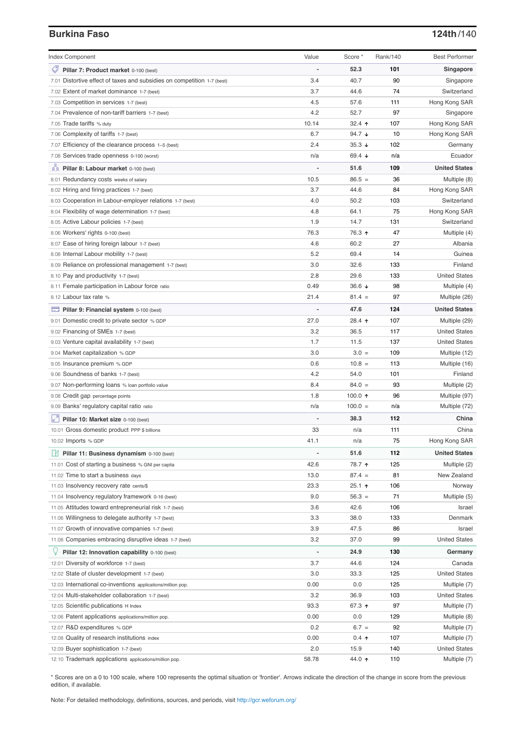## Burkina Faso

**124th**/140

| Index Component | Value | Score * | Rank/140 | Best Performer |
|---|---|---|---|---|
| **Pillar 7: Product market** 0-100 (best) | - | **52.3** | **101** | **Singapore** |
| 7.01 Distortive effect of taxes and subsidies on competition 1-7 (best) | 3.4 | 40.7 | 90 | Singapore |
| 7.02 Extent of market dominance 1-7 (best) | 3.7 | 44.6 | 74 | Switzerland |
| 7.03 Competition in services 1-7 (best) | 4.5 | 57.6 | 111 | Hong Kong SAR |
| 7.04 Prevalence of non-tariff barriers 1-7 (best) | 4.2 | 52.7 | 97 | Singapore |
| 7.05 Trade tariffs % duty | 10.14 | 32.4 ↑ | 107 | Hong Kong SAR |
| 7.06 Complexity of tariffs 1-7 (best) | 6.7 | 94.7 ↓ | 10 | Hong Kong SAR |
| 7.07 Efficiency of the clearance process 1–5 (best) | 2.4 | 35.3 ↓ | 102 | Germany |
| 7.08 Services trade openness 0-100 (worst) | n/a | 69.4 ↓ | n/a | Ecuador |
| **Pillar 8: Labour market** 0-100 (best) | - | **51.6** | **109** | **United States** |
| 8.01 Redundancy costs weeks of salary | 10.5 | 86.5 = | 36 | Multiple (8) |
| 8.02 Hiring and firing practices 1-7 (best) | 3.7 | 44.6 | 84 | Hong Kong SAR |
| 8.03 Cooperation in Labour-employer relations 1-7 (best) | 4.0 | 50.2 | 103 | Switzerland |
| 8.04 Flexibility of wage determination 1-7 (best) | 4.8 | 64.1 | 75 | Hong Kong SAR |
| 8.05 Active Labour policies 1-7 (best) | 1.9 | 14.7 | 131 | Switzerland |
| 8.06 Workers' rights 0-100 (best) | 76.3 | 76.3 ↑ | 47 | Multiple (4) |
| 8.07 Ease of hiring foreign labour 1-7 (best) | 4.6 | 60.2 | 27 | Albania |
| 8.08 Internal Labour mobility 1-7 (best) | 5.2 | 69.4 | 14 | Guinea |
| 8.09 Reliance on professional management 1-7 (best) | 3.0 | 32.6 | 133 | Finland |
| 8.10 Pay and productivity 1-7 (best) | 2.8 | 29.6 | 133 | United States |
| 8.11 Female participation in Labour force ratio | 0.49 | 36.6 ↓ | 98 | Multiple (4) |
| 8.12 Labour tax rate % | 21.4 | 81.4 = | 97 | Multiple (26) |
| **Pillar 9: Financial system** 0-100 (best) | - | **47.6** | **124** | **United States** |
| 9.01 Domestic credit to private sector % GDP | 27.0 | 28.4 ↑ | 107 | Multiple (29) |
| 9.02 Financing of SMEs 1-7 (best) | 3.2 | 36.5 | 117 | United States |
| 9.03 Venture capital availability 1-7 (best) | 1.7 | 11.5 | 137 | United States |
| 9.04 Market capitalization % GDP | 3.0 | 3.0 = | 109 | Multiple (12) |
| 9.05 Insurance premium % GDP | 0.6 | 10.8 = | 113 | Multiple (16) |
| 9.06 Soundness of banks 1-7 (best) | 4.2 | 54.0 | 101 | Finland |
| 9.07 Non-performing loans % loan portfolio value | 8.4 | 84.0 = | 93 | Multiple (2) |
| 9.08 Credit gap percentage points | 1.8 | 100.0 ↑ | 96 | Multiple (97) |
| 9.09 Banks' regulatory capital ratio ratio | n/a | 100.0 = | n/a | Multiple (72) |
| **Pillar 10: Market size** 0-100 (best) | - | **38.3** | **112** | **China** |
| 10.01 Gross domestic product PPP $ billions | 33 | n/a | 111 | China |
| 10.02 Imports % GDP | 41.1 | n/a | 75 | Hong Kong SAR |
| **Pillar 11: Business dynamism** 0-100 (best) | - | **51.6** | **112** | **United States** |
| 11.01 Cost of starting a business % GNI per capita | 42.6 | 78.7 ↑ | 125 | Multiple (2) |
| 11.02 Time to start a business days | 13.0 | 87.4 = | 81 | New Zealand |
| 11.03 Insolvency recovery rate cents/$ | 23.3 | 25.1 ↑ | 106 | Norway |
| 11.04 Insolvency regulatory framework 0-16 (best) | 9.0 | 56.3 = | 71 | Multiple (5) |
| 11.05 Attitudes toward entrepreneurial risk 1-7 (best) | 3.6 | 42.6 | 106 | Israel |
| 11.06 Willingness to delegate authority 1-7 (best) | 3.3 | 38.0 | 133 | Denmark |
| 11.07 Growth of innovative companies 1-7 (best) | 3.9 | 47.5 | 86 | Israel |
| 11.08 Companies embracing disruptive ideas 1-7 (best) | 3.2 | 37.0 | 99 | United States |
| **Pillar 12: Innovation capability** 0-100 (best) | - | **24.9** | **130** | **Germany** |
| 12.01 Diversity of workforce 1-7 (best) | 3.7 | 44.6 | 124 | Canada |
| 12.02 State of cluster development 1-7 (best) | 3.0 | 33.3 | 125 | United States |
| 12.03 International co-inventions applications/million pop. | 0.00 | 0.0 | 125 | Multiple (7) |
| 12.04 Multi-stakeholder collaboration 1-7 (best) | 3.2 | 36.9 | 103 | United States |
| 12.05 Scientific publications H Index | 93.3 | 67.3 ↑ | 97 | Multiple (7) |
| 12.06 Patent applications applications/million pop. | 0.00 | 0.0 | 129 | Multiple (8) |
| 12.07 R&D expenditures % GDP | 0.2 | 6.7 = | 92 | Multiple (7) |
| 12.08 Quality of research institutions index | 0.00 | 0.4 ↑ | 107 | Multiple (7) |
| 12.09 Buyer sophistication 1-7 (best) | 2.0 | 15.9 | 140 | United States |
| 12.10 Trademark applications applications/million pop. | 58.78 | 44.0 ↑ | 110 | Multiple (7) |

* Scores are on a 0 to 100 scale, where 100 represents the optimal situation or 'frontier'. Arrows indicate the direction of the change in score from the previous edition, if available.

Note: For detailed methodology, definitions, sources, and periods, visit http://gcr.weforum.org/